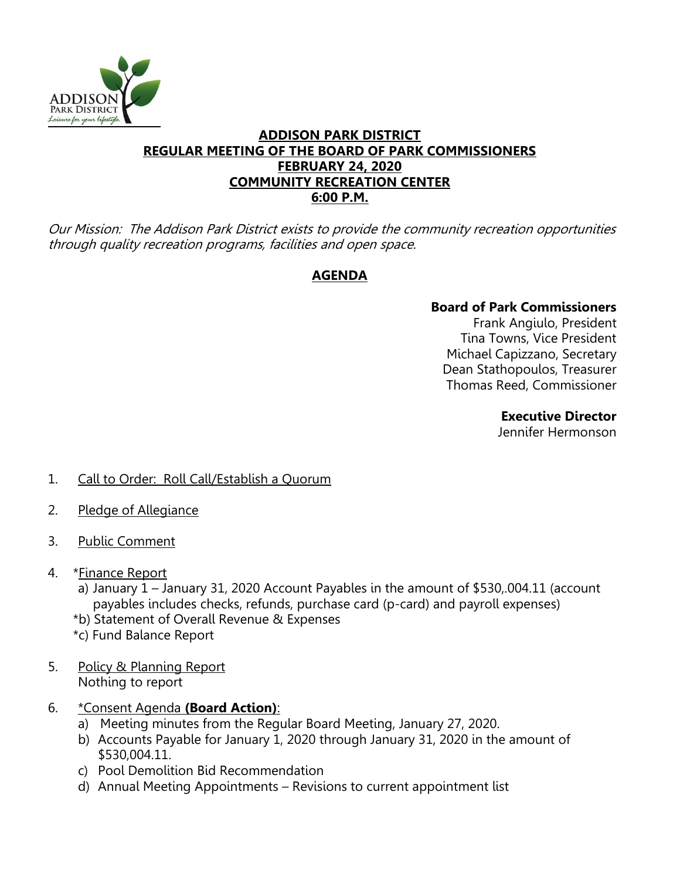# ADDISON PARK DISTRICT
## REGULAR MEETING OF THE BOARD OF PARK COMMISSIONERS
## FEBRUARY 24, 2020
## COMMUNITY RECREATION CENTER
## 6:00 P.M.

*Our Mission: The Addison Park District exists to provide the community recreation opportunities through quality recreation programs, facilities and open space.*

## AGENDA

**Board of Park Commissioners**
Frank Angiulo, President
Tina Towns, Vice President
Michael Capizzano, Secretary
Dean Stathopoulos, Treasurer
Thomas Reed, Commissioner

**Executive Director**
Jennifer Hermonson

1. Call to Order: Roll Call/Establish a Quorum

2. Pledge of Allegiance

3. Public Comment

4. *Finance Report
   a) January 1 – January 31, 2020 Account Payables in the amount of $530,.004.11 (account payables includes checks, refunds, purchase card (p-card) and payroll expenses)
   *b) Statement of Overall Revenue & Expenses
   *c) Fund Balance Report

5. Policy & Planning Report
   Nothing to report

6. *Consent Agenda **(Board Action)**:
   a) Meeting minutes from the Regular Board Meeting, January 27, 2020.
   b) Accounts Payable for January 1, 2020 through January 31, 2020 in the amount of $530,004.11.
   c) Pool Demolition Bid Recommendation
   d) Annual Meeting Appointments – Revisions to current appointment list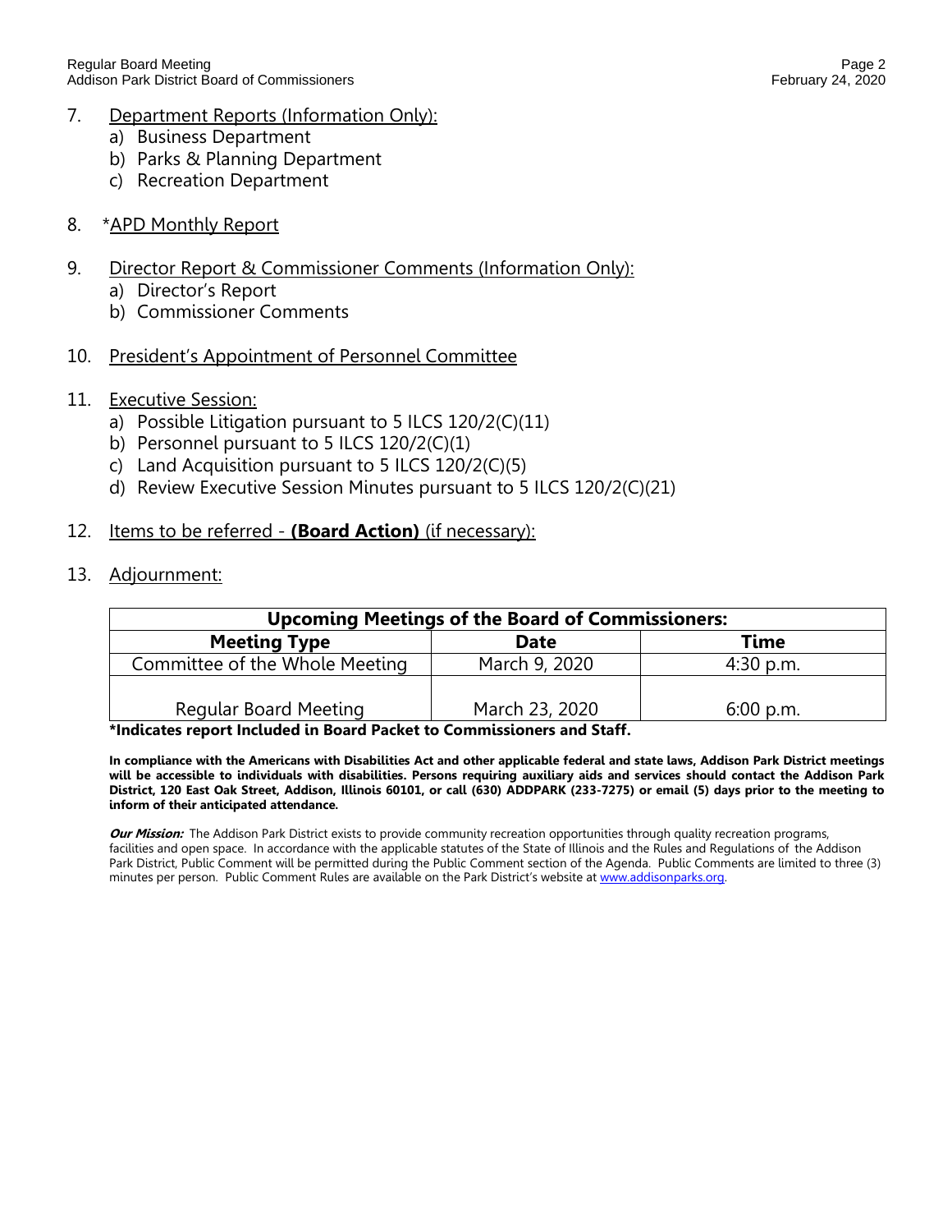7. Department Reports (Information Only):
   a) Business Department
   b) Parks & Planning Department
   c) Recreation Department

8. *APD Monthly Report

9. Director Report & Commissioner Comments (Information Only):
   a) Director's Report
   b) Commissioner Comments

10. President's Appointment of Personnel Committee

11. Executive Session:
    a) Possible Litigation pursuant to 5 ILCS 120/2(C)(11)
    b) Personnel pursuant to 5 ILCS 120/2(C)(1)
    c) Land Acquisition pursuant to 5 ILCS 120/2(C)(5)
    d) Review Executive Session Minutes pursuant to 5 ILCS 120/2(C)(21)

12. Items to be referred - **(Board Action)** (if necessary):

13. Adjournment:

| **Upcoming Meetings of the Board of Commissioners:** | | |
|---|---|---|
| **Meeting Type** | **Date** | **Time** |
| Committee of the Whole Meeting | March 9, 2020 | 4:30 p.m. |
| Regular Board Meeting | March 23, 2020 | 6:00 p.m. |

**\*Indicates report Included in Board Packet to Commissioners and Staff.**

**In compliance with the Americans with Disabilities Act and other applicable federal and state laws, Addison Park District meetings will be accessible to individuals with disabilities. Persons requiring auxiliary aids and services should contact the Addison Park District, 120 East Oak Street, Addison, Illinois 60101, or call (630) ADDPARK (233-7275) or email (5) days prior to the meeting to inform of their anticipated attendance.**

***Our Mission:*** The Addison Park District exists to provide community recreation opportunities through quality recreation programs, facilities and open space. In accordance with the applicable statutes of the State of Illinois and the Rules and Regulations of the Addison Park District, Public Comment will be permitted during the Public Comment section of the Agenda. Public Comments are limited to three (3) minutes per person. Public Comment Rules are available on the Park District's website at www.addisonparks.org.